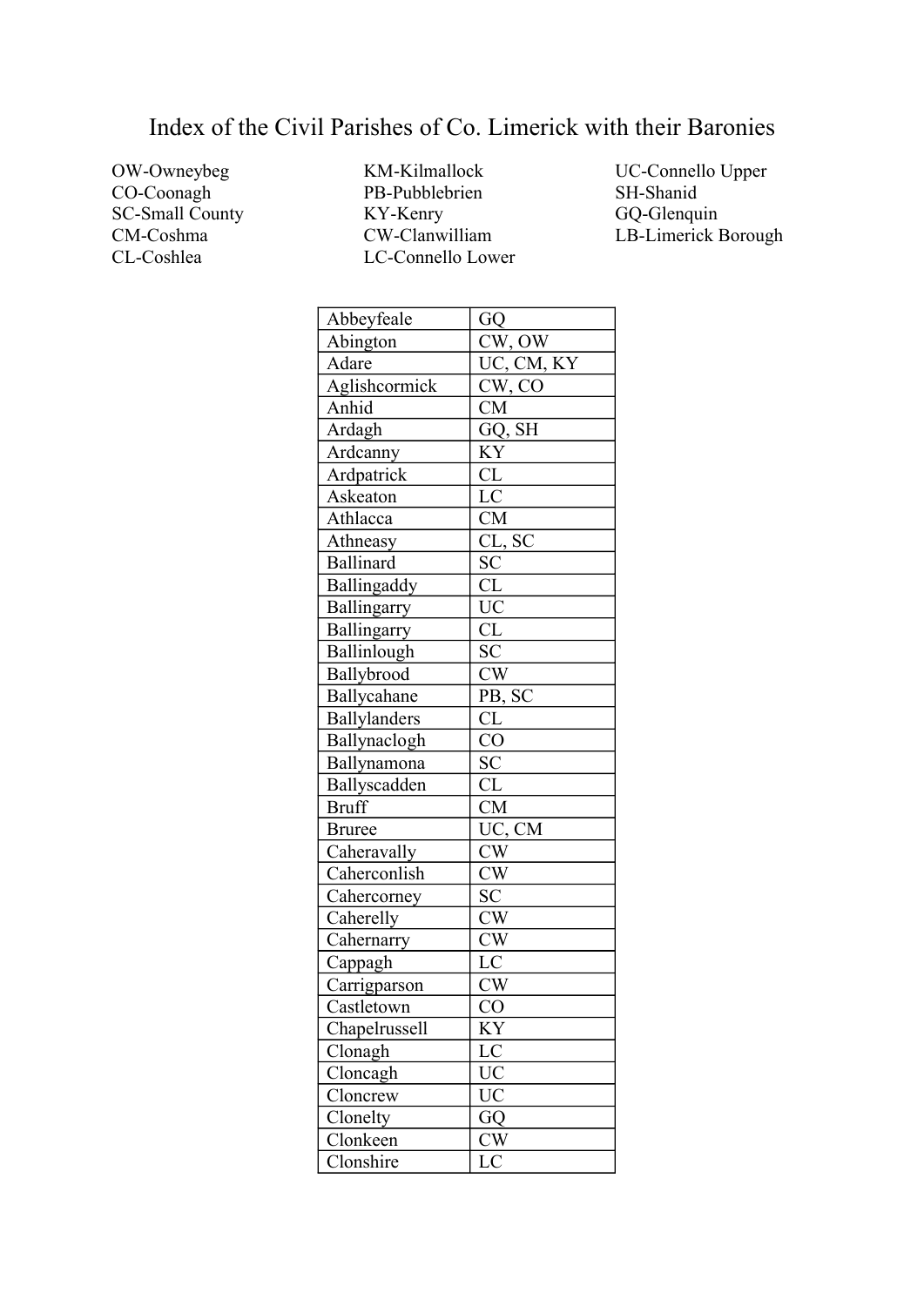# Index of the Civil Parishes of Co. Limerick with their Baronies

OW-Owneybeg
CO-Coonagh
SC-Small County
CM-Coshma
CL-Coshlea
KM-Kilmallock
PB-Pubblebrien
KY-Kenry
CW-Clanwilliam
LC-Connello Lower
UC-Connello Upper
SH-Shanid
GQ-Glenquin
LB-Limerick Borough

| | |
|---|---|
| Abbeyfeale | GQ |
| Abington | CW, OW |
| Adare | UC, CM, KY |
| Aglishcormick | CW, CO |
| Anhid | CM |
| Ardagh | GQ, SH |
| Ardcanny | KY |
| Ardpatrick | CL |
| Askeaton | LC |
| Athlacca | CM |
| Athneasy | CL, SC |
| Ballinard | SC |
| Ballingaddy | CL |
| Ballingarry | UC |
| Ballingarry | CL |
| Ballinlough | SC |
| Ballybrood | CW |
| Ballycahane | PB, SC |
| Ballylanders | CL |
| Ballynaclogh | CO |
| Ballynamona | SC |
| Ballyscadden | CL |
| Bruff | CM |
| Bruree | UC, CM |
| Caheravally | CW |
| Caherconlish | CW |
| Cahercorney | SC |
| Caherelly | CW |
| Cahernarry | CW |
| Cappagh | LC |
| Carrigparson | CW |
| Castletown | CO |
| Chapelrussell | KY |
| Clonagh | LC |
| Cloncagh | UC |
| Cloncrew | UC |
| Clonelty | GQ |
| Clonkeen | CW |
| Clonshire | LC |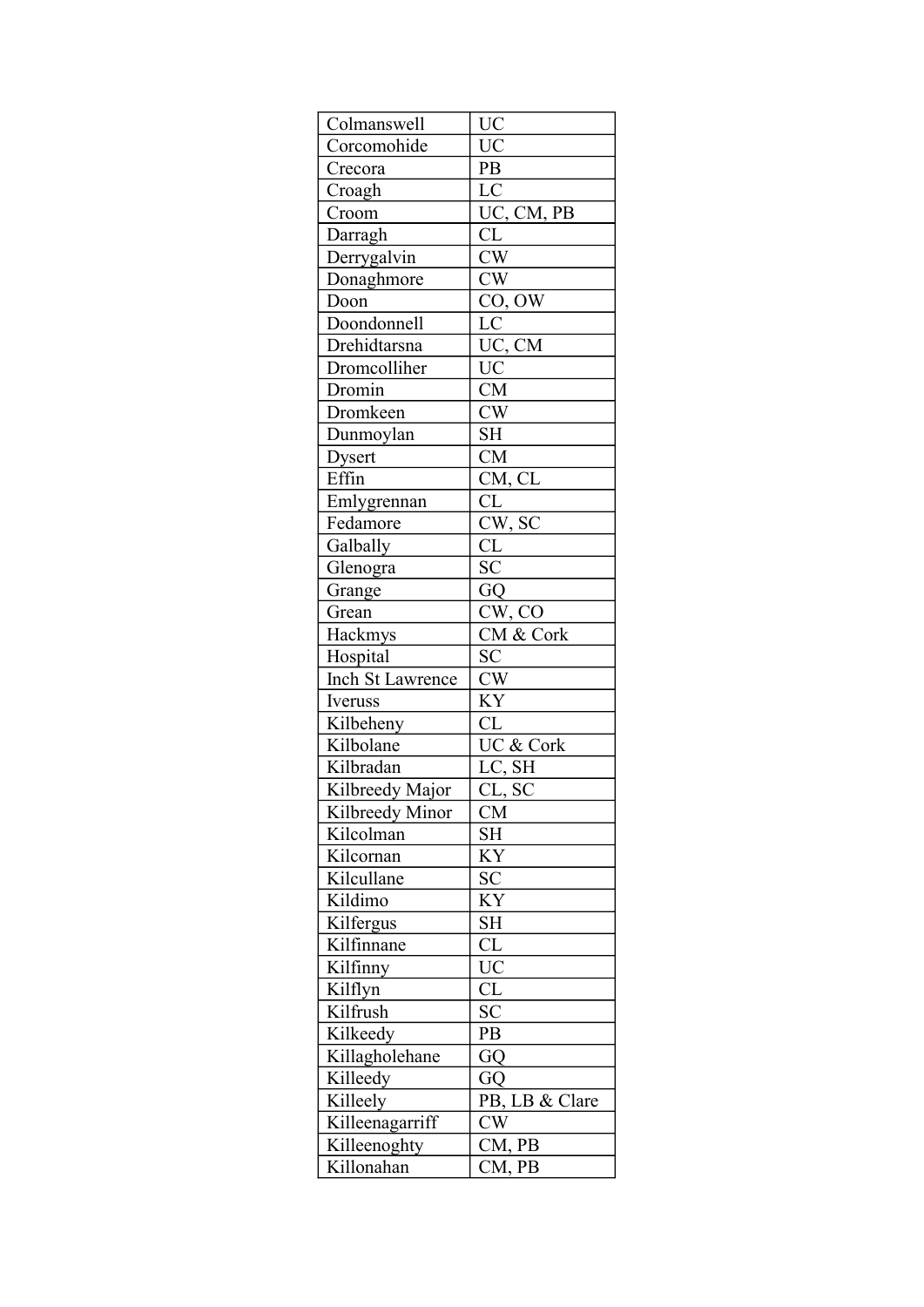| | |
|---|---|
| Colmanswell | UC |
| Corcomohide | UC |
| Crecora | PB |
| Croagh | LC |
| Croom | UC, CM, PB |
| Darragh | CL |
| Derrygalvin | CW |
| Donaghmore | CW |
| Doon | CO, OW |
| Doondonnell | LC |
| Drehidtarsna | UC, CM |
| Dromcolliher | UC |
| Dromin | CM |
| Dromkeen | CW |
| Dunmoylan | SH |
| Dysert | CM |
| Effin | CM, CL |
| Emlygrennan | CL |
| Fedamore | CW, SC |
| Galbally | CL |
| Glenogra | SC |
| Grange | GQ |
| Grean | CW, CO |
| Hackmys | CM & Cork |
| Hospital | SC |
| Inch St Lawrence | CW |
| Iveruss | KY |
| Kilbeheny | CL |
| Kilbolane | UC & Cork |
| Kilbradan | LC, SH |
| Kilbreedy Major | CL, SC |
| Kilbreedy Minor | CM |
| Kilcolman | SH |
| Kilcornan | KY |
| Kilcullane | SC |
| Kildimo | KY |
| Kilfergus | SH |
| Kilfinnane | CL |
| Kilfinny | UC |
| Kilflyn | CL |
| Kilfrush | SC |
| Kilkeedy | PB |
| Killagholehane | GQ |
| Killeedy | GQ |
| Killeely | PB, LB & Clare |
| Killeenagarriff | CW |
| Killeenoghty | CM, PB |
| Killonahan | CM, PB |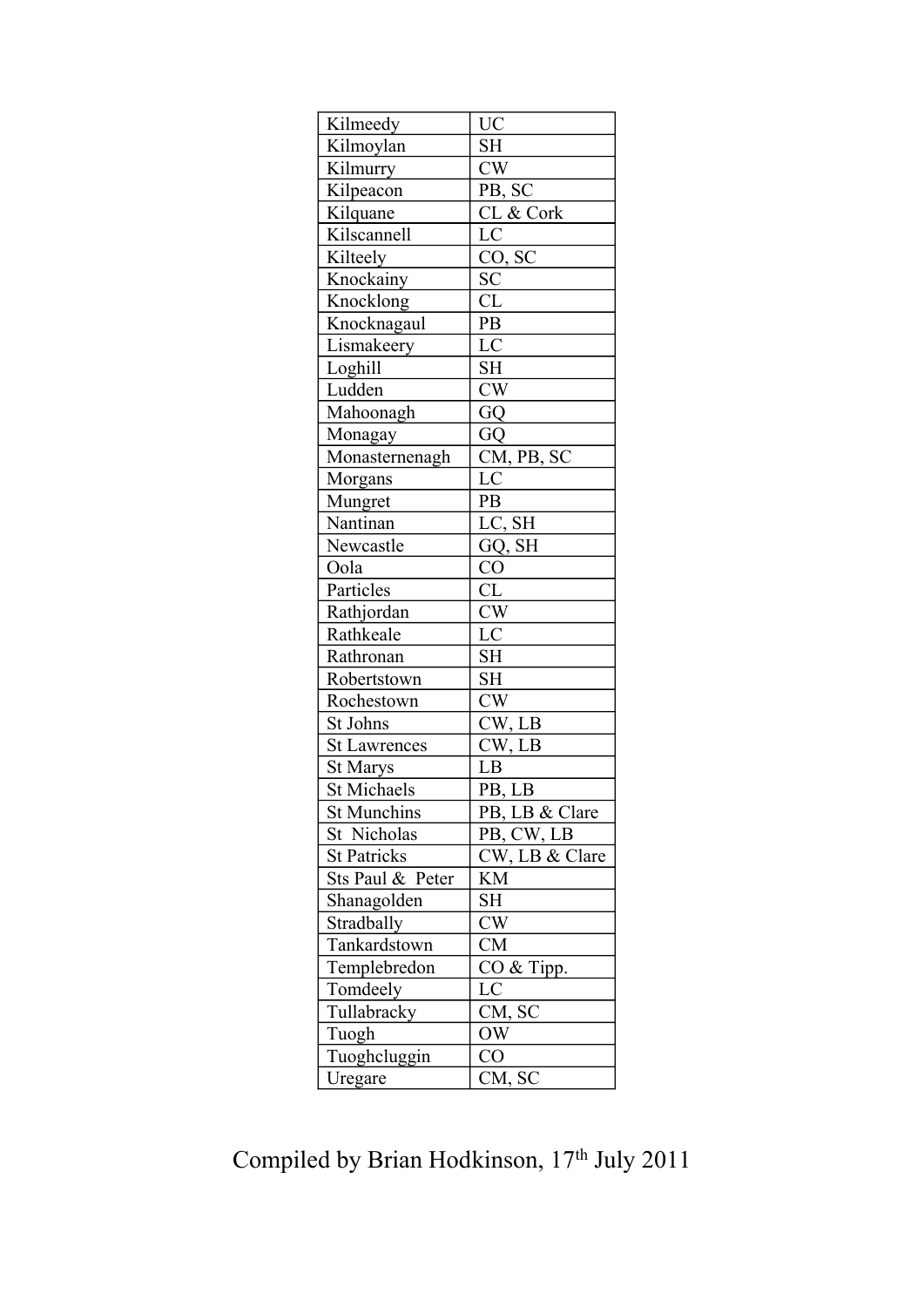| | |
|---|---|
| Kilmeedy | UC |
| Kilmoylan | SH |
| Kilmurry | CW |
| Kilpeacon | PB, SC |
| Kilquane | CL & Cork |
| Kilscannell | LC |
| Kilteely | CO, SC |
| Knockainy | SC |
| Knocklong | CL |
| Knocknagaul | PB |
| Lismakeery | LC |
| Loghill | SH |
| Ludden | CW |
| Mahoonagh | GQ |
| Monagay | GQ |
| Monasternenagh | CM, PB, SC |
| Morgans | LC |
| Mungret | PB |
| Nantinan | LC, SH |
| Newcastle | GQ, SH |
| Oola | CO |
| Particles | CL |
| Rathjordan | CW |
| Rathkeale | LC |
| Rathronan | SH |
| Robertstown | SH |
| Rochestown | CW |
| St Johns | CW, LB |
| St Lawrences | CW, LB |
| St Marys | LB |
| St Michaels | PB, LB |
| St Munchins | PB, LB & Clare |
| St Nicholas | PB, CW, LB |
| St Patricks | CW, LB & Clare |
| Sts Paul & Peter | KM |
| Shanagolden | SH |
| Stradbally | CW |
| Tankardstown | CM |
| Templebredon | CO & Tipp. |
| Tomdeely | LC |
| Tullabracky | CM, SC |
| Tuogh | OW |
| Tuoghcluggin | CO |
| Uregare | CM, SC |

Compiled by Brian Hodkinson, 17th July 2011